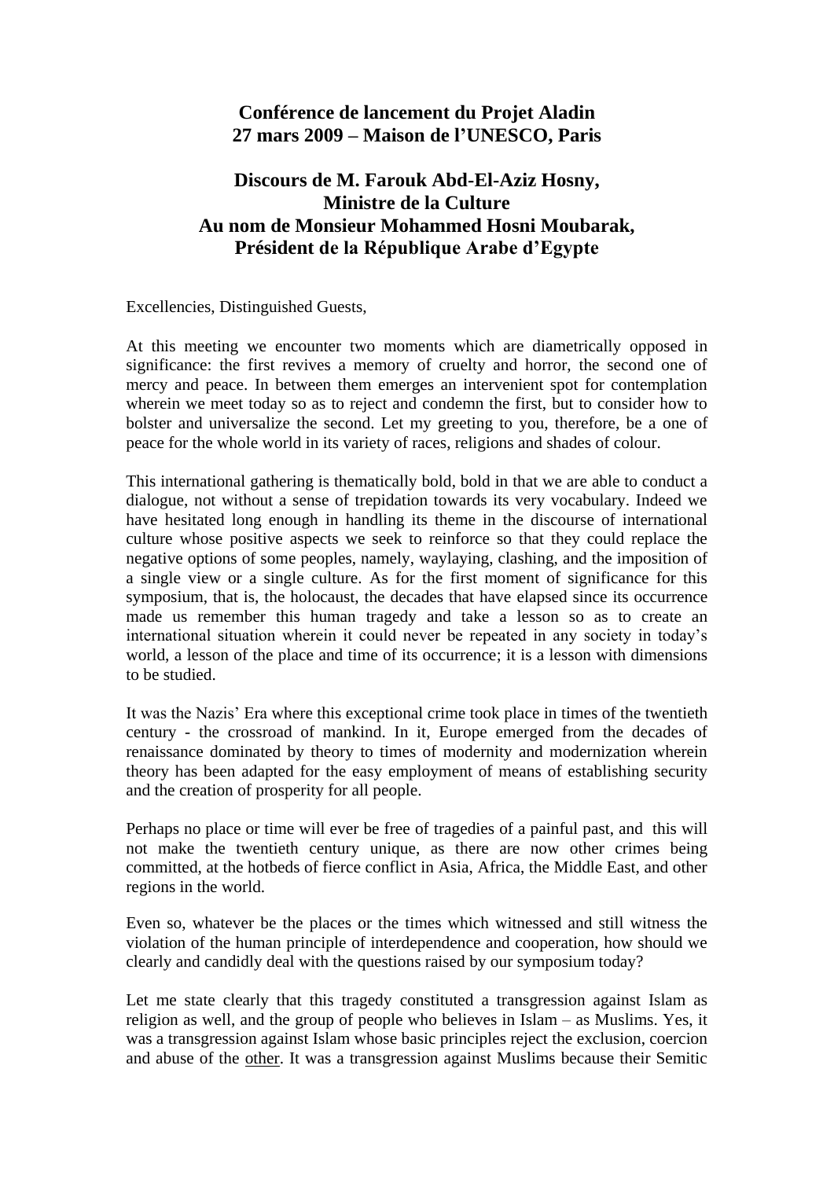**Conférence de lancement du Projet Aladin**
**27 mars 2009 – Maison de l'UNESCO, Paris**

**Discours de M. Farouk Abd-El-Aziz Hosny,**
**Ministre de la Culture**
**Au nom de Monsieur Mohammed Hosni Moubarak,**
**Président de la République Arabe d'Egypte**

Excellencies, Distinguished Guests,

At this meeting we encounter two moments which are diametrically opposed in significance: the first revives a memory of cruelty and horror, the second one of mercy and peace. In between them emerges an intervenient spot for contemplation wherein we meet today so as to reject and condemn the first, but to consider how to bolster and universalize the second. Let my greeting to you, therefore, be a one of peace for the whole world in its variety of races, religions and shades of colour.

This international gathering is thematically bold, bold in that we are able to conduct a dialogue, not without a sense of trepidation towards its very vocabulary. Indeed we have hesitated long enough in handling its theme in the discourse of international culture whose positive aspects we seek to reinforce so that they could replace the negative options of some peoples, namely, waylaying, clashing, and the imposition of a single view or a single culture. As for the first moment of significance for this symposium, that is, the holocaust, the decades that have elapsed since its occurrence made us remember this human tragedy and take a lesson so as to create an international situation wherein it could never be repeated in any society in today's world, a lesson of the place and time of its occurrence; it is a lesson with dimensions to be studied.

It was the Nazis' Era where this exceptional crime took place in times of the twentieth century - the crossroad of mankind. In it, Europe emerged from the decades of renaissance dominated by theory to times of modernity and modernization wherein theory has been adapted for the easy employment of means of establishing security and the creation of prosperity for all people.

Perhaps no place or time will ever be free of tragedies of a painful past, and this will not make the twentieth century unique, as there are now other crimes being committed, at the hotbeds of fierce conflict in Asia, Africa, the Middle East, and other regions in the world.

Even so, whatever be the places or the times which witnessed and still witness the violation of the human principle of interdependence and cooperation, how should we clearly and candidly deal with the questions raised by our symposium today?

Let me state clearly that this tragedy constituted a transgression against Islam as religion as well, and the group of people who believes in Islam – as Muslims. Yes, it was a transgression against Islam whose basic principles reject the exclusion, coercion and abuse of the other. It was a transgression against Muslims because their Semitic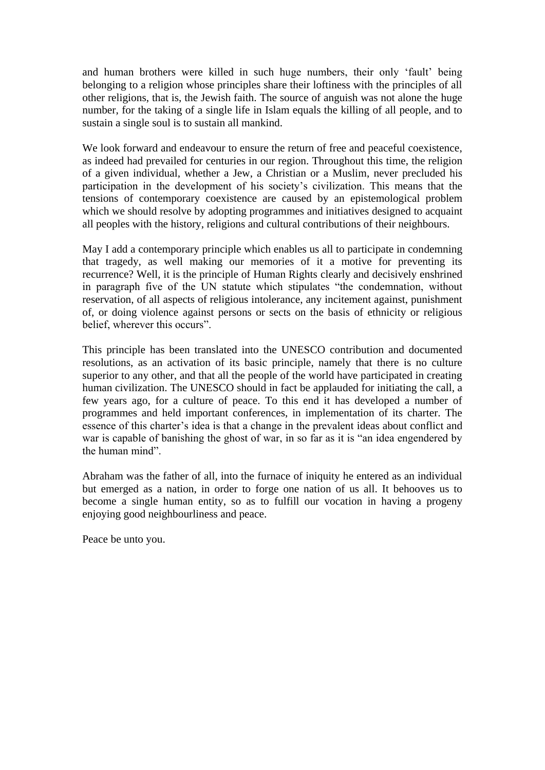and human brothers were killed in such huge numbers, their only 'fault' being belonging to a religion whose principles share their loftiness with the principles of all other religions, that is, the Jewish faith. The source of anguish was not alone the huge number, for the taking of a single life in Islam equals the killing of all people, and to sustain a single soul is to sustain all mankind.

We look forward and endeavour to ensure the return of free and peaceful coexistence, as indeed had prevailed for centuries in our region. Throughout this time, the religion of a given individual, whether a Jew, a Christian or a Muslim, never precluded his participation in the development of his society's civilization. This means that the tensions of contemporary coexistence are caused by an epistemological problem which we should resolve by adopting programmes and initiatives designed to acquaint all peoples with the history, religions and cultural contributions of their neighbours.

May I add a contemporary principle which enables us all to participate in condemning that tragedy, as well making our memories of it a motive for preventing its recurrence? Well, it is the principle of Human Rights clearly and decisively enshrined in paragraph five of the UN statute which stipulates "the condemnation, without reservation, of all aspects of religious intolerance, any incitement against, punishment of, or doing violence against persons or sects on the basis of ethnicity or religious belief, wherever this occurs".

This principle has been translated into the UNESCO contribution and documented resolutions, as an activation of its basic principle, namely that there is no culture superior to any other, and that all the people of the world have participated in creating human civilization. The UNESCO should in fact be applauded for initiating the call, a few years ago, for a culture of peace. To this end it has developed a number of programmes and held important conferences, in implementation of its charter. The essence of this charter's idea is that a change in the prevalent ideas about conflict and war is capable of banishing the ghost of war, in so far as it is "an idea engendered by the human mind".

Abraham was the father of all, into the furnace of iniquity he entered as an individual but emerged as a nation, in order to forge one nation of us all. It behooves us to become a single human entity, so as to fulfill our vocation in having a progeny enjoying good neighbourliness and peace.

Peace be unto you.